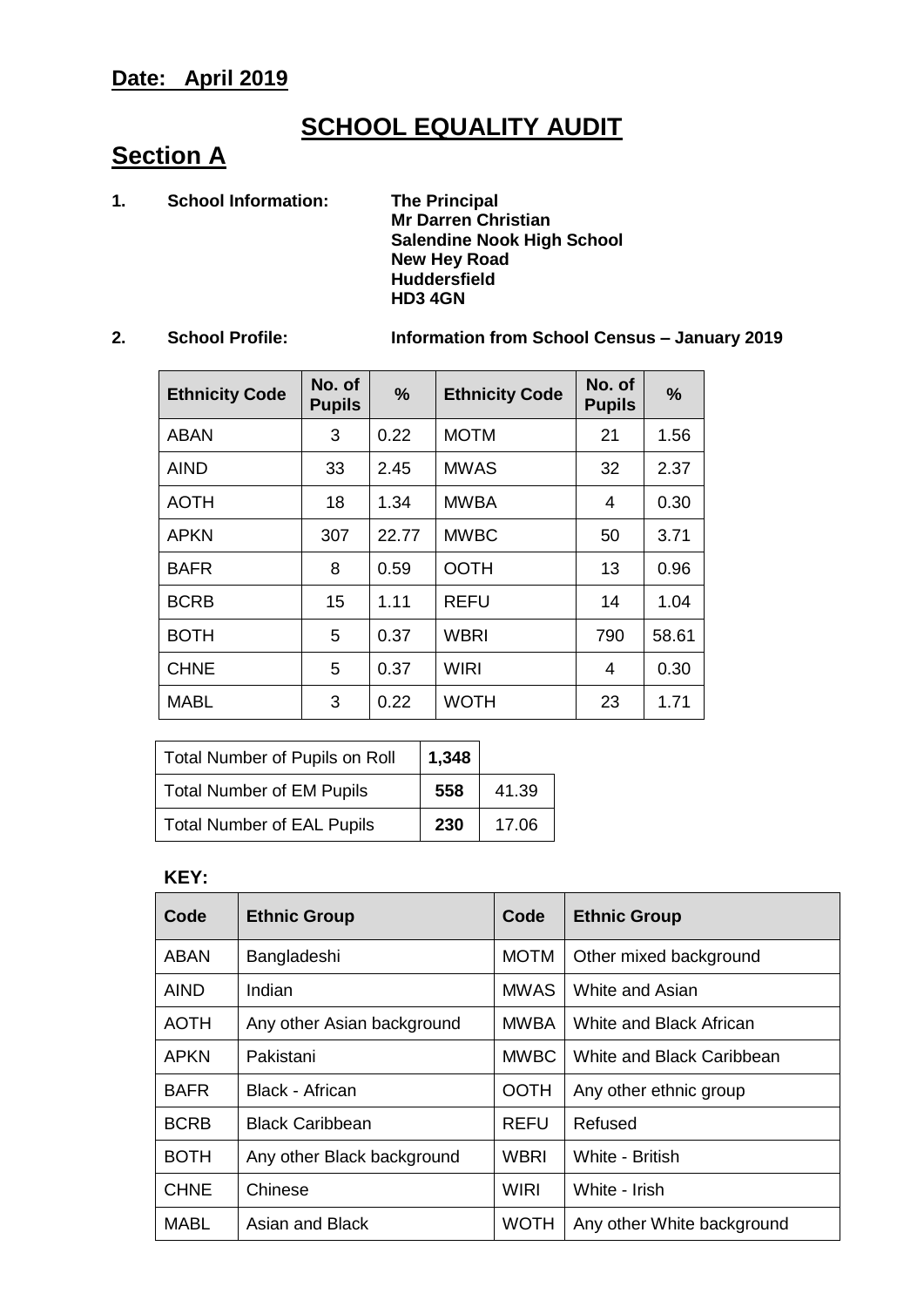**Date: April 2019**

# SCHOOL EQUALITY AUDIT

## Section A

**1. School Information:**

**The Principal**
**Mr Darren Christian**
**Salendine Nook High School**
**New Hey Road**
**Huddersfield**
**HD3 4GN**

**2. School Profile:** **Information from School Census – January 2019**

| Ethnicity Code | No. of Pupils | % | Ethnicity Code | No. of Pupils | % |
|---|---|---|---|---|---|
| ABAN | 3 | 0.22 | MOTM | 21 | 1.56 |
| AIND | 33 | 2.45 | MWAS | 32 | 2.37 |
| AOTH | 18 | 1.34 | MWBA | 4 | 0.30 |
| APKN | 307 | 22.77 | MWBC | 50 | 3.71 |
| BAFR | 8 | 0.59 | OOTH | 13 | 0.96 |
| BCRB | 15 | 1.11 | REFU | 14 | 1.04 |
| BOTH | 5 | 0.37 | WBRI | 790 | 58.61 |
| CHNE | 5 | 0.37 | WIRI | 4 | 0.30 |
| MABL | 3 | 0.22 | WOTH | 23 | 1.71 |

| | | |
|---|---|---|
| Total Number of Pupils on Roll | **1,348** | |
| Total Number of EM Pupils | **558** | 41.39 |
| Total Number of EAL Pupils | **230** | 17.06 |

**KEY:**

| Code | Ethnic Group | Code | Ethnic Group |
|---|---|---|---|
| ABAN | Bangladeshi | MOTM | Other mixed background |
| AIND | Indian | MWAS | White and Asian |
| AOTH | Any other Asian background | MWBA | White and Black African |
| APKN | Pakistani | MWBC | White and Black Caribbean |
| BAFR | Black - African | OOTH | Any other ethnic group |
| BCRB | Black Caribbean | REFU | Refused |
| BOTH | Any other Black background | WBRI | White - British |
| CHNE | Chinese | WIRI | White - Irish |
| MABL | Asian and Black | WOTH | Any other White background |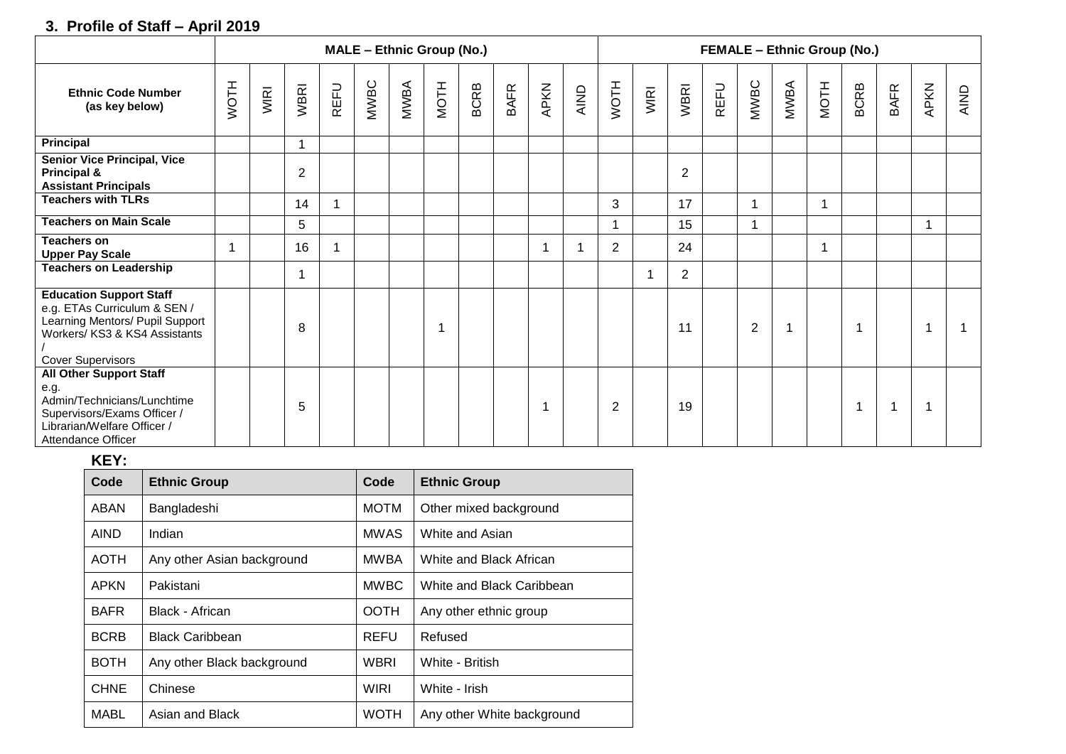### 3. Profile of Staff – April 2019

| | MALE – Ethnic Group (No.) | | | | | | | | | | | FEMALE – Ethnic Group (No.) | | | | | | | | | | |
|---|---|---|---|---|---|---|---|---|---|---|---|---|---|---|---|---|---|---|---|---|---|---|
| **Ethnic Code Number (as key below)** | WOTH | WIRI | WBRI | REFU | MWBC | MWBA | MOTH | BCRB | BAFR | APKN | AIND | WOTH | WIRI | WBRI | REFU | MWBC | MWBA | MOTH | BCRB | BAFR | APKN | AIND |
| **Principal** | | | 1 | | | | | | | | | | | | | | | | | | | |
| **Senior Vice Principal, Vice Principal & Assistant Principals** | | | 2 | | | | | | | | | | | 2 | | | | | | | | |
| **Teachers with TLRs** | | | 14 | 1 | | | | | | | | 3 | | 17 | | 1 | | 1 | | | | |
| **Teachers on Main Scale** | | | 5 | | | | | | | | | 1 | | 15 | | 1 | | | | | 1 | |
| **Teachers on Upper Pay Scale** | 1 | | 16 | 1 | | | | | | 1 | 1 | 2 | | 24 | | | | 1 | | | | |
| **Teachers on Leadership** | | | 1 | | | | | | | | | | 1 | 2 | | | | | | | | |
| **Education Support Staff** e.g. ETAs Curriculum & SEN / Learning Mentors/ Pupil Support Workers/ KS3 & KS4 Assistants / Cover Supervisors | | | 8 | | | | 1 | | | | | | | 11 | | 2 | 1 | | 1 | | 1 | 1 |
| **All Other Support Staff** e.g. Admin/Technicians/Lunchtime Supervisors/Exams Officer / Librarian/Welfare Officer / Attendance Officer | | | 5 | | | | | | | 1 | | 2 | | 19 | | | | | 1 | 1 | 1 | |

**KEY:**

| Code | Ethnic Group | Code | Ethnic Group |
|---|---|---|---|
| ABAN | Bangladeshi | MOTM | Other mixed background |
| AIND | Indian | MWAS | White and Asian |
| AOTH | Any other Asian background | MWBA | White and Black African |
| APKN | Pakistani | MWBC | White and Black Caribbean |
| BAFR | Black - African | OOTH | Any other ethnic group |
| BCRB | Black Caribbean | REFU | Refused |
| BOTH | Any other Black background | WBRI | White - British |
| CHNE | Chinese | WIRI | White - Irish |
| MABL | Asian and Black | WOTH | Any other White background |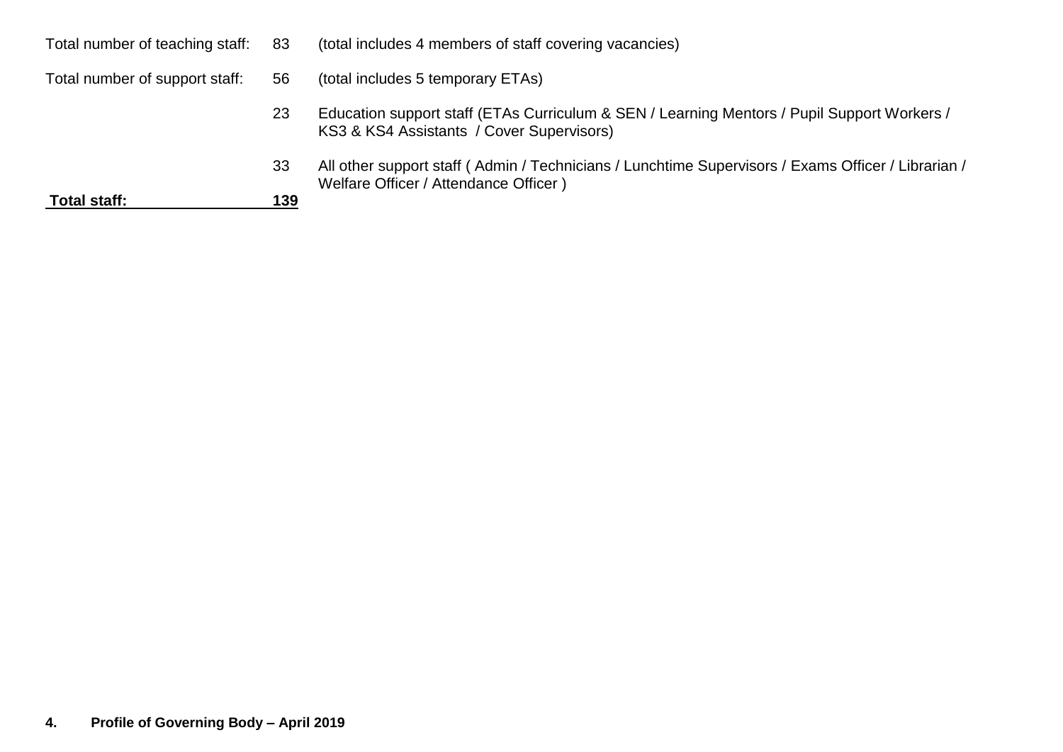| | | |
|---|---|---|
| Total number of teaching staff: | 83 | (total includes 4 members of staff covering vacancies) |
| Total number of support staff: | 56 | (total includes 5 temporary ETAs) |
| | 23 | Education support staff (ETAs Curriculum & SEN / Learning Mentors / Pupil Support Workers / KS3 & KS4 Assistants / Cover Supervisors) |
| | 33 | All other support staff ( Admin / Technicians / Lunchtime Supervisors / Exams Officer / Librarian / Welfare Officer / Attendance Officer ) |
| **Total staff:** | **139** | |

**4. Profile of Governing Body – April 2019**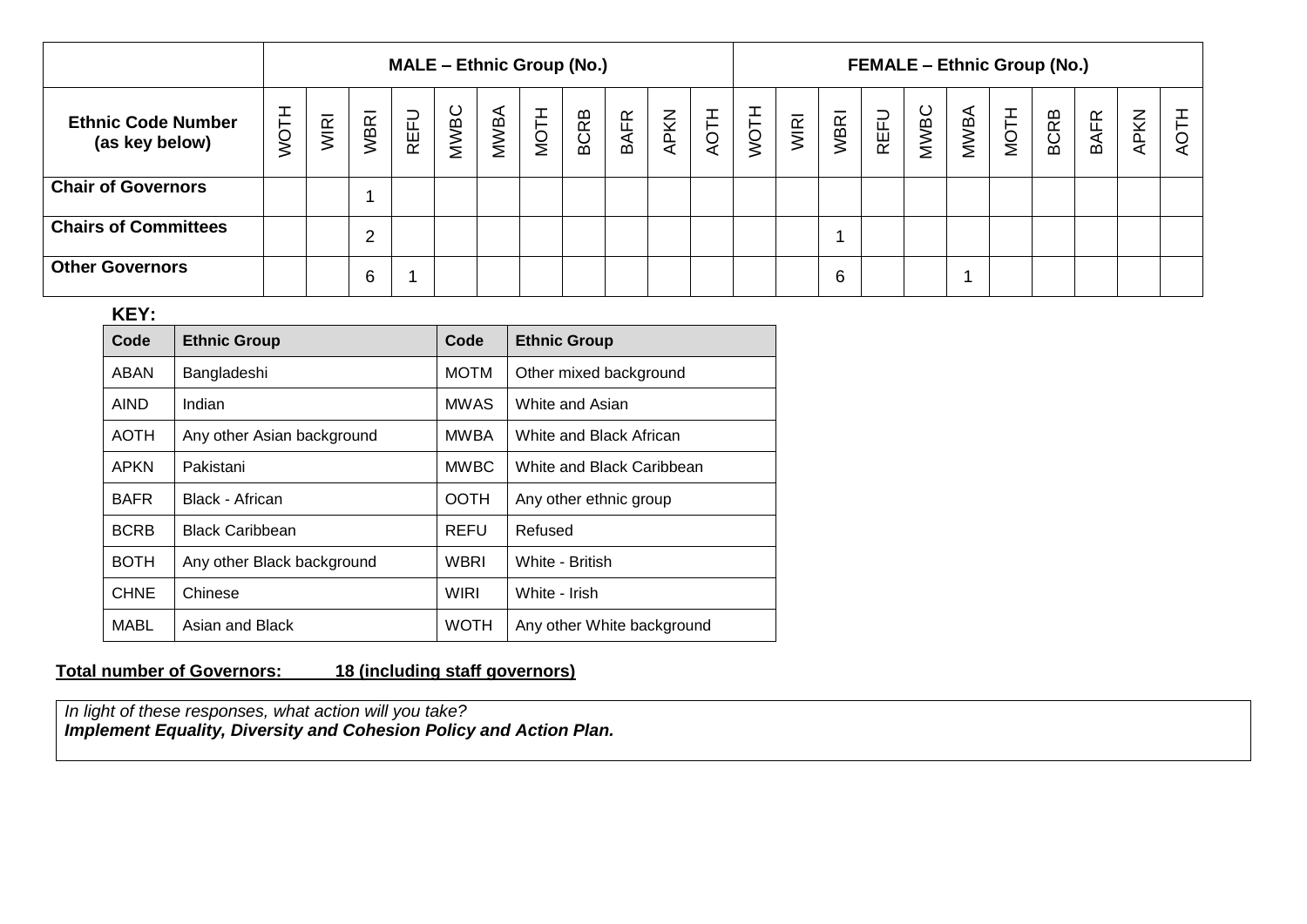| | MALE – Ethnic Group (No.) | | | | | | | | | | | FEMALE – Ethnic Group (No.) | | | | | | | | | | |
|---|---|---|---|---|---|---|---|---|---|---|---|---|---|---|---|---|---|---|---|---|---|---|
| Ethnic Code Number (as key below) | WOTH | WIRI | WBRI | REFU | MWBC | MWBA | MOTH | BCRB | BAFR | APKN | AOTH | WOTH | WIRI | WBRI | REFU | MWBC | MWBA | MOTH | BCRB | BAFR | APKN | AOTH |
| Chair of Governors | | | 1 | | | | | | | | | | | | | | | | | | | |
| Chairs of Committees | | | 2 | | | | | | | | | | | 1 | | | | | | | | |
| Other Governors | | | 6 | 1 | | | | | | | | | | 6 | | | 1 | | | | | |

**KEY:**

| Code | Ethnic Group | Code | Ethnic Group |
|---|---|---|---|
| ABAN | Bangladeshi | MOTM | Other mixed background |
| AIND | Indian | MWAS | White and Asian |
| AOTH | Any other Asian background | MWBA | White and Black African |
| APKN | Pakistani | MWBC | White and Black Caribbean |
| BAFR | Black - African | OOTH | Any other ethnic group |
| BCRB | Black Caribbean | REFU | Refused |
| BOTH | Any other Black background | WBRI | White - British |
| CHNE | Chinese | WIRI | White - Irish |
| MABL | Asian and Black | WOTH | Any other White background |

**Total number of Governors: 18 (including staff governors)**

*In light of these responses, what action will you take?*
***Implement Equality, Diversity and Cohesion Policy and Action Plan.***